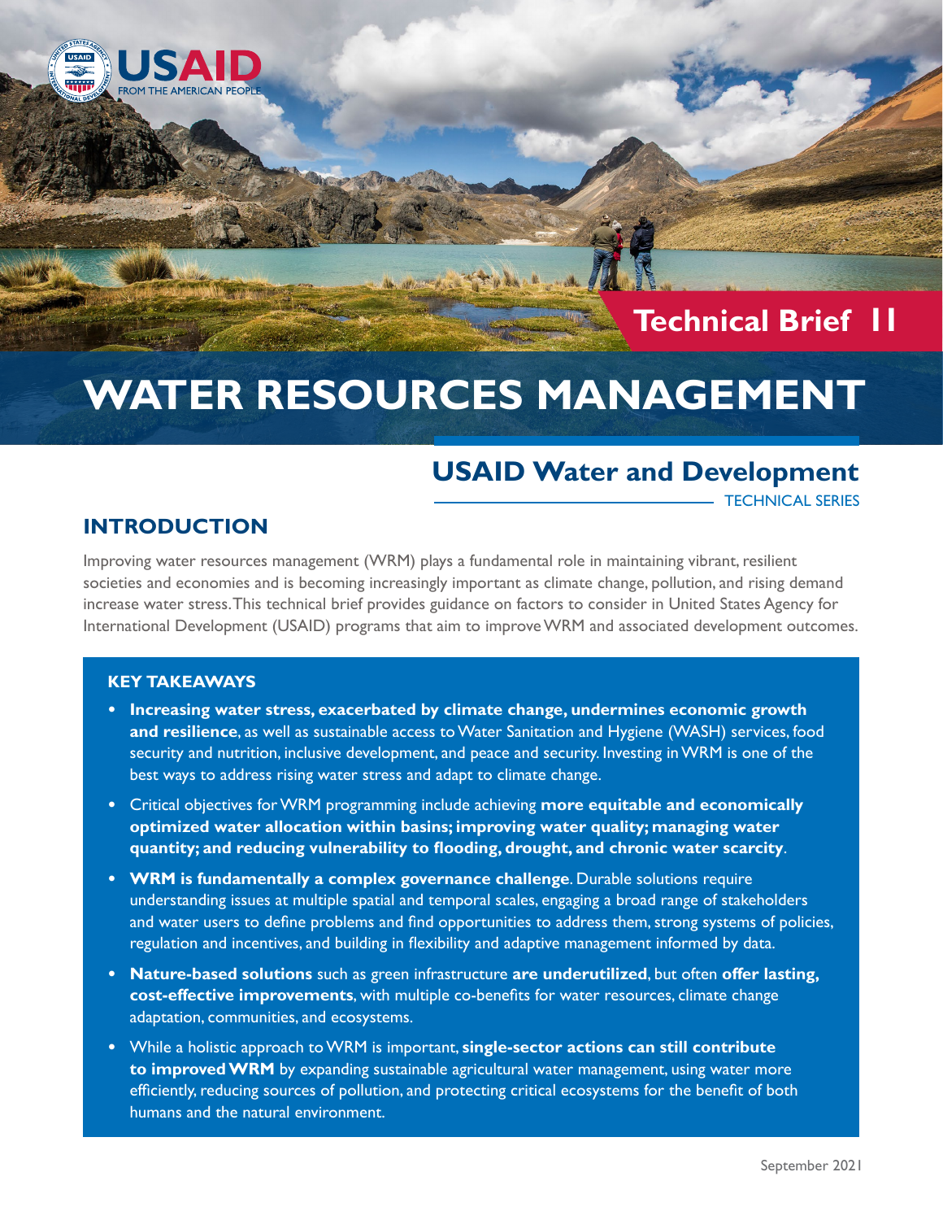Technical Brief 11

# WATER RESOURCES MANAGEMENT

## USAID Water and Development

TECHNICAL SERIES

## INTRODUCTION

Improving water resources management (WRM) plays a fundamental role in maintaining vibrant, resilient societies and economies and is becoming increasingly important as climate change, pollution, and rising demand increase water stress. This technical brief provides guidance on factors to consider in United States Agency for International Development (USAID) programs that aim to improve WRM and associated development outcomes.

### KEY TAKEAWAYS

- **Increasing water stress, exacerbated by climate change, undermines economic growth and resilience**, as well as sustainable access to Water Sanitation and Hygiene (WASH) services, food security and nutrition, inclusive development, and peace and security. Investing in WRM is one of the best ways to address rising water stress and adapt to climate change.
- Critical objectives for WRM programming include achieving **more equitable and economically optimized water allocation within basins; improving water quality; managing water quantity; and reducing vulnerability to flooding, drought, and chronic water scarcity**.
- **WRM is fundamentally a complex governance challenge**. Durable solutions require understanding issues at multiple spatial and temporal scales, engaging a broad range of stakeholders and water users to define problems and find opportunities to address them, strong systems of policies, regulation and incentives, and building in flexibility and adaptive management informed by data.
- **Nature-based solutions** such as green infrastructure **are underutilized**, but often **offer lasting, cost-effective improvements**, with multiple co-benefits for water resources, climate change adaptation, communities, and ecosystems.
- While a holistic approach to WRM is important, **single-sector actions can still contribute to improved WRM** by expanding sustainable agricultural water management, using water more efficiently, reducing sources of pollution, and protecting critical ecosystems for the benefit of both humans and the natural environment.

September 2021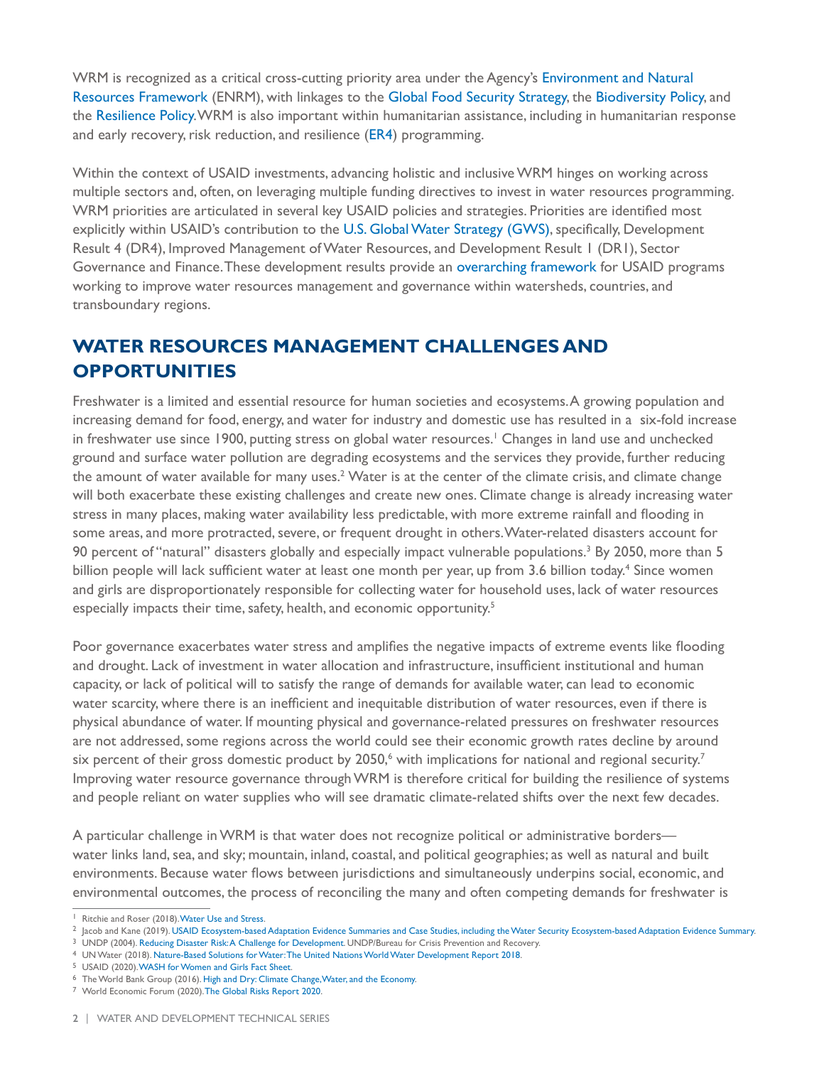WRM is recognized as a critical cross-cutting priority area under the Agency's Environment and Natural Resources Framework (ENRM), with linkages to the Global Food Security Strategy, the Biodiversity Policy, and the Resilience Policy. WRM is also important within humanitarian assistance, including in humanitarian response and early recovery, risk reduction, and resilience (ER4) programming.

Within the context of USAID investments, advancing holistic and inclusive WRM hinges on working across multiple sectors and, often, on leveraging multiple funding directives to invest in water resources programming. WRM priorities are articulated in several key USAID policies and strategies. Priorities are identified most explicitly within USAID's contribution to the U.S. Global Water Strategy (GWS), specifically, Development Result 4 (DR4), Improved Management of Water Resources, and Development Result 1 (DR1), Sector Governance and Finance. These development results provide an overarching framework for USAID programs working to improve water resources management and governance within watersheds, countries, and transboundary regions.

## WATER RESOURCES MANAGEMENT CHALLENGES AND OPPORTUNITIES

Freshwater is a limited and essential resource for human societies and ecosystems. A growing population and increasing demand for food, energy, and water for industry and domestic use has resulted in a six-fold increase in freshwater use since 1900, putting stress on global water resources.[1] Changes in land use and unchecked ground and surface water pollution are degrading ecosystems and the services they provide, further reducing the amount of water available for many uses.[2] Water is at the center of the climate crisis, and climate change will both exacerbate these existing challenges and create new ones. Climate change is already increasing water stress in many places, making water availability less predictable, with more extreme rainfall and flooding in some areas, and more protracted, severe, or frequent drought in others. Water-related disasters account for 90 percent of "natural" disasters globally and especially impact vulnerable populations.[3] By 2050, more than 5 billion people will lack sufficient water at least one month per year, up from 3.6 billion today.[4] Since women and girls are disproportionately responsible for collecting water for household uses, lack of water resources especially impacts their time, safety, health, and economic opportunity.[5]

Poor governance exacerbates water stress and amplifies the negative impacts of extreme events like flooding and drought. Lack of investment in water allocation and infrastructure, insufficient institutional and human capacity, or lack of political will to satisfy the range of demands for available water, can lead to economic water scarcity, where there is an inefficient and inequitable distribution of water resources, even if there is physical abundance of water. If mounting physical and governance-related pressures on freshwater resources are not addressed, some regions across the world could see their economic growth rates decline by around six percent of their gross domestic product by 2050,[6] with implications for national and regional security.[7] Improving water resource governance through WRM is therefore critical for building the resilience of systems and people reliant on water supplies who will see dramatic climate-related shifts over the next few decades.

A particular challenge in WRM is that water does not recognize political or administrative borders—water links land, sea, and sky; mountain, inland, coastal, and political geographies; as well as natural and built environments. Because water flows between jurisdictions and simultaneously underpins social, economic, and environmental outcomes, the process of reconciling the many and often competing demands for freshwater is

---

[1] Ritchie and Roser (2018). Water Use and Stress.

[2] Jacob and Kane (2019). USAID Ecosystem-based Adaptation Evidence Summaries and Case Studies, including the Water Security Ecosystem-based Adaptation Evidence Summary.

[3] UNDP (2004). Reducing Disaster Risk: A Challenge for Development. UNDP/Bureau for Crisis Prevention and Recovery.

[4] UN Water (2018). Nature-Based Solutions for Water: The United Nations World Water Development Report 2018.

[5] USAID (2020). WASH for Women and Girls Fact Sheet.

[6] The World Bank Group (2016). High and Dry: Climate Change, Water, and the Economy.

[7] World Economic Forum (2020). The Global Risks Report 2020.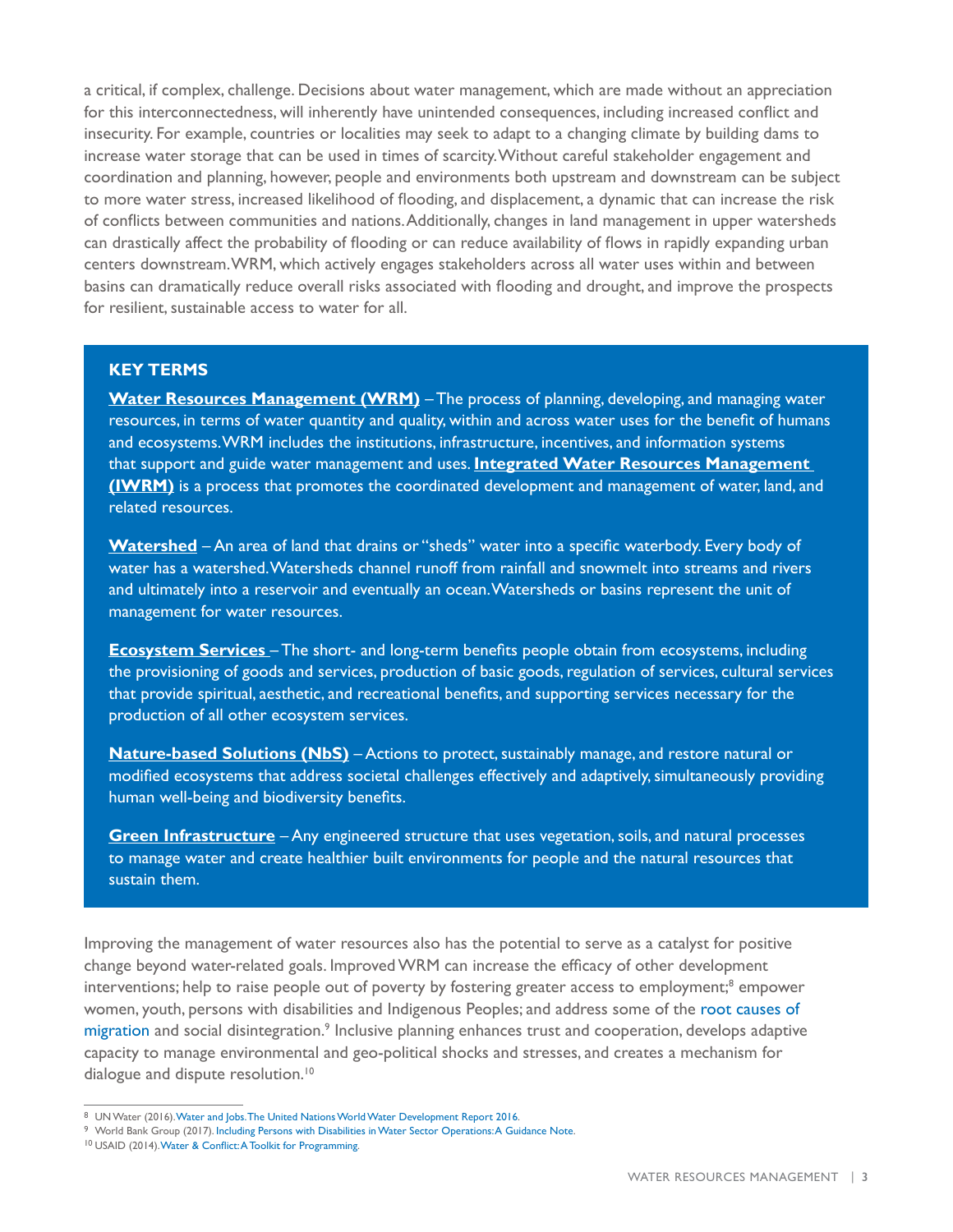a critical, if complex, challenge. Decisions about water management, which are made without an appreciation for this interconnectedness, will inherently have unintended consequences, including increased conflict and insecurity. For example, countries or localities may seek to adapt to a changing climate by building dams to increase water storage that can be used in times of scarcity. Without careful stakeholder engagement and coordination and planning, however, people and environments both upstream and downstream can be subject to more water stress, increased likelihood of flooding, and displacement, a dynamic that can increase the risk of conflicts between communities and nations. Additionally, changes in land management in upper watersheds can drastically affect the probability of flooding or can reduce availability of flows in rapidly expanding urban centers downstream. WRM, which actively engages stakeholders across all water uses within and between basins can dramatically reduce overall risks associated with flooding and drought, and improve the prospects for resilient, sustainable access to water for all.

### KEY TERMS

**Water Resources Management (WRM)** – The process of planning, developing, and managing water resources, in terms of water quantity and quality, within and across water uses for the benefit of humans and ecosystems. WRM includes the institutions, infrastructure, incentives, and information systems that support and guide water management and uses. **Integrated Water Resources Management (IWRM)** is a process that promotes the coordinated development and management of water, land, and related resources.

**Watershed** – An area of land that drains or "sheds" water into a specific waterbody. Every body of water has a watershed. Watersheds channel runoff from rainfall and snowmelt into streams and rivers and ultimately into a reservoir and eventually an ocean. Watersheds or basins represent the unit of management for water resources.

**Ecosystem Services** – The short- and long-term benefits people obtain from ecosystems, including the provisioning of goods and services, production of basic goods, regulation of services, cultural services that provide spiritual, aesthetic, and recreational benefits, and supporting services necessary for the production of all other ecosystem services.

**Nature-based Solutions (NbS)** – Actions to protect, sustainably manage, and restore natural or modified ecosystems that address societal challenges effectively and adaptively, simultaneously providing human well-being and biodiversity benefits.

**Green Infrastructure** – Any engineered structure that uses vegetation, soils, and natural processes to manage water and create healthier built environments for people and the natural resources that sustain them.

Improving the management of water resources also has the potential to serve as a catalyst for positive change beyond water-related goals. Improved WRM can increase the efficacy of other development interventions; help to raise people out of poverty by fostering greater access to employment;[8] empower women, youth, persons with disabilities and Indigenous Peoples; and address some of the root causes of migration and social disintegration.[9] Inclusive planning enhances trust and cooperation, develops adaptive capacity to manage environmental and geo-political shocks and stresses, and creates a mechanism for dialogue and dispute resolution.[10]

---

[8] UN Water (2016). Water and Jobs. The United Nations World Water Development Report 2016.

[9] World Bank Group (2017). Including Persons with Disabilities in Water Sector Operations: A Guidance Note.

[10] USAID (2014). Water & Conflict: A Toolkit for Programming.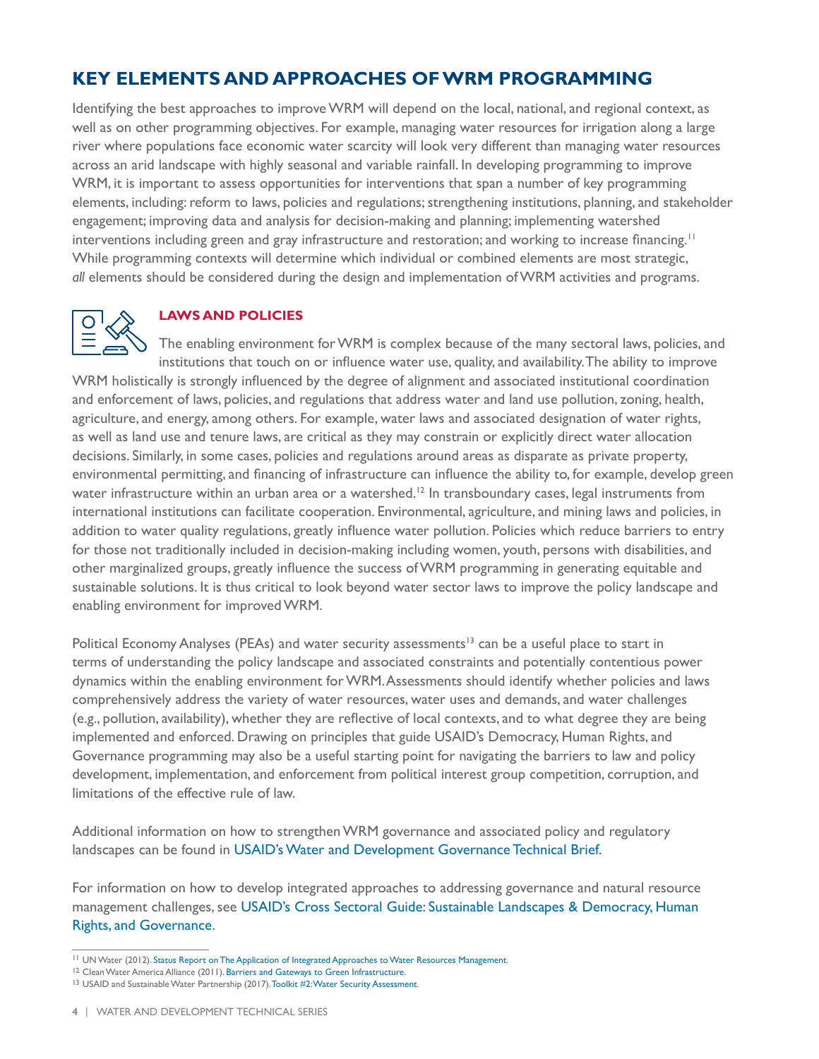## KEY ELEMENTS AND APPROACHES OF WRM PROGRAMMING

Identifying the best approaches to improve WRM will depend on the local, national, and regional context, as well as on other programming objectives. For example, managing water resources for irrigation along a large river where populations face economic water scarcity will look very different than managing water resources across an arid landscape with highly seasonal and variable rainfall. In developing programming to improve WRM, it is important to assess opportunities for interventions that span a number of key programming elements, including: reform to laws, policies and regulations; strengthening institutions, planning, and stakeholder engagement; improving data and analysis for decision-making and planning; implementing watershed interventions including green and gray infrastructure and restoration; and working to increase financing.[11] While programming contexts will determine which individual or combined elements are most strategic, *all* elements should be considered during the design and implementation of WRM activities and programs.

### LAWS AND POLICIES

The enabling environment for WRM is complex because of the many sectoral laws, policies, and institutions that touch on or influence water use, quality, and availability. The ability to improve WRM holistically is strongly influenced by the degree of alignment and associated institutional coordination and enforcement of laws, policies, and regulations that address water and land use pollution, zoning, health, agriculture, and energy, among others. For example, water laws and associated designation of water rights, as well as land use and tenure laws, are critical as they may constrain or explicitly direct water allocation decisions. Similarly, in some cases, policies and regulations around areas as disparate as private property, environmental permitting, and financing of infrastructure can influence the ability to, for example, develop green water infrastructure within an urban area or a watershed.[12] In transboundary cases, legal instruments from international institutions can facilitate cooperation. Environmental, agriculture, and mining laws and policies, in addition to water quality regulations, greatly influence water pollution. Policies which reduce barriers to entry for those not traditionally included in decision-making including women, youth, persons with disabilities, and other marginalized groups, greatly influence the success of WRM programming in generating equitable and sustainable solutions. It is thus critical to look beyond water sector laws to improve the policy landscape and enabling environment for improved WRM.

Political Economy Analyses (PEAs) and water security assessments[13] can be a useful place to start in terms of understanding the policy landscape and associated constraints and potentially contentious power dynamics within the enabling environment for WRM. Assessments should identify whether policies and laws comprehensively address the variety of water resources, water uses and demands, and water challenges (e.g., pollution, availability), whether they are reflective of local contexts, and to what degree they are being implemented and enforced. Drawing on principles that guide USAID's Democracy, Human Rights, and Governance programming may also be a useful starting point for navigating the barriers to law and policy development, implementation, and enforcement from political interest group competition, corruption, and limitations of the effective rule of law.

Additional information on how to strengthen WRM governance and associated policy and regulatory landscapes can be found in USAID's Water and Development Governance Technical Brief.

For information on how to develop integrated approaches to addressing governance and natural resource management challenges, see USAID's Cross Sectoral Guide: Sustainable Landscapes & Democracy, Human Rights, and Governance.

---

[11] UN Water (2012). Status Report on The Application of Integrated Approaches to Water Resources Management.

[12] Clean Water America Alliance (2011). Barriers and Gateways to Green Infrastructure.

[13] USAID and Sustainable Water Partnership (2017). Toolkit #2: Water Security Assessment.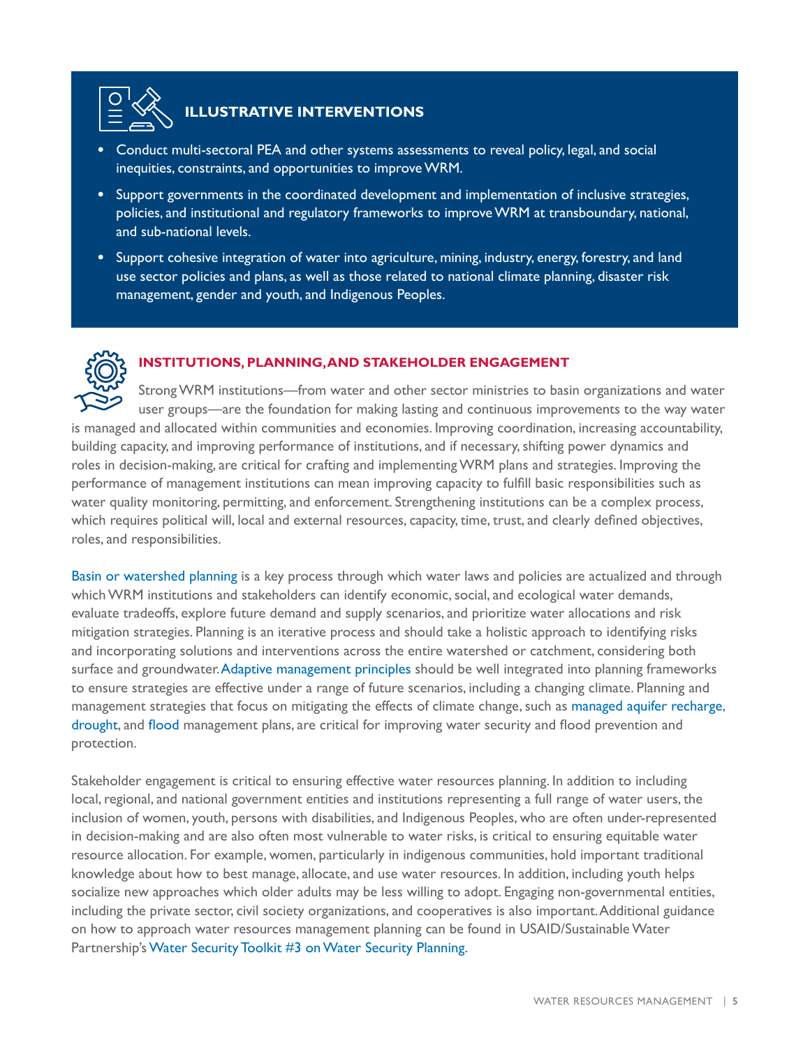### ILLUSTRATIVE INTERVENTIONS

- Conduct multi-sectoral PEA and other systems assessments to reveal policy, legal, and social inequities, constraints, and opportunities to improve WRM.
- Support governments in the coordinated development and implementation of inclusive strategies, policies, and institutional and regulatory frameworks to improve WRM at transboundary, national, and sub-national levels.
- Support cohesive integration of water into agriculture, mining, industry, energy, forestry, and land use sector policies and plans, as well as those related to national climate planning, disaster risk management, gender and youth, and Indigenous Peoples.

### INSTITUTIONS, PLANNING, AND STAKEHOLDER ENGAGEMENT

Strong WRM institutions—from water and other sector ministries to basin organizations and water user groups—are the foundation for making lasting and continuous improvements to the way water is managed and allocated within communities and economies. Improving coordination, increasing accountability, building capacity, and improving performance of institutions, and if necessary, shifting power dynamics and roles in decision-making, are critical for crafting and implementing WRM plans and strategies. Improving the performance of management institutions can mean improving capacity to fulfill basic responsibilities such as water quality monitoring, permitting, and enforcement. Strengthening institutions can be a complex process, which requires political will, local and external resources, capacity, time, trust, and clearly defined objectives, roles, and responsibilities.

Basin or watershed planning is a key process through which water laws and policies are actualized and through which WRM institutions and stakeholders can identify economic, social, and ecological water demands, evaluate tradeoffs, explore future demand and supply scenarios, and prioritize water allocations and risk mitigation strategies. Planning is an iterative process and should take a holistic approach to identifying risks and incorporating solutions and interventions across the entire watershed or catchment, considering both surface and groundwater. Adaptive management principles should be well integrated into planning frameworks to ensure strategies are effective under a range of future scenarios, including a changing climate. Planning and management strategies that focus on mitigating the effects of climate change, such as managed aquifer recharge, drought, and flood management plans, are critical for improving water security and flood prevention and protection.

Stakeholder engagement is critical to ensuring effective water resources planning. In addition to including local, regional, and national government entities and institutions representing a full range of water users, the inclusion of women, youth, persons with disabilities, and Indigenous Peoples, who are often under-represented in decision-making and are also often most vulnerable to water risks, is critical to ensuring equitable water resource allocation. For example, women, particularly in indigenous communities, hold important traditional knowledge about how to best manage, allocate, and use water resources. In addition, including youth helps socialize new approaches which older adults may be less willing to adopt. Engaging non-governmental entities, including the private sector, civil society organizations, and cooperatives is also important. Additional guidance on how to approach water resources management planning can be found in USAID/Sustainable Water Partnership's Water Security Toolkit #3 on Water Security Planning.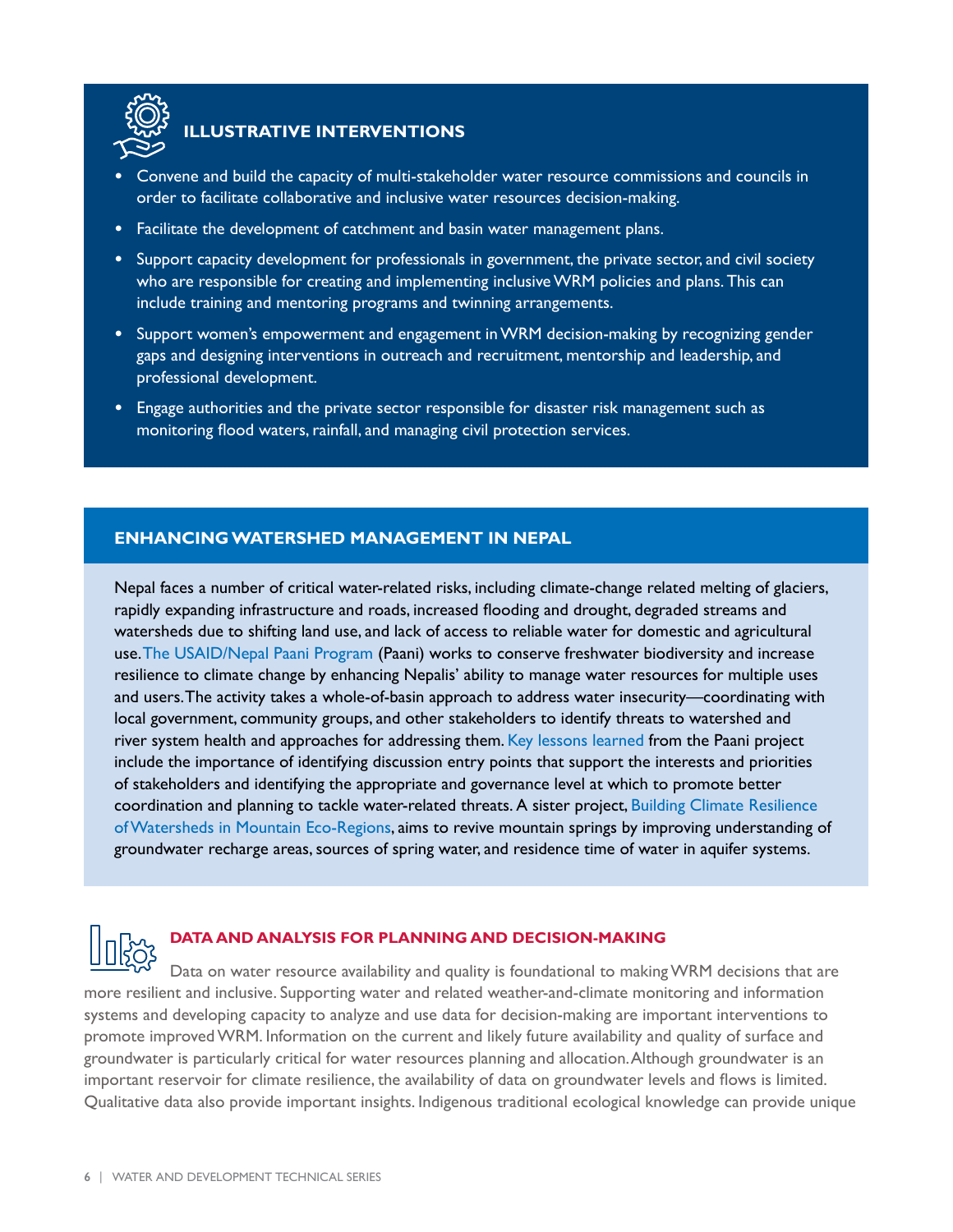### ILLUSTRATIVE INTERVENTIONS

- Convene and build the capacity of multi-stakeholder water resource commissions and councils in order to facilitate collaborative and inclusive water resources decision-making.
- Facilitate the development of catchment and basin water management plans.
- Support capacity development for professionals in government, the private sector, and civil society who are responsible for creating and implementing inclusive WRM policies and plans. This can include training and mentoring programs and twinning arrangements.
- Support women's empowerment and engagement in WRM decision-making by recognizing gender gaps and designing interventions in outreach and recruitment, mentorship and leadership, and professional development.
- Engage authorities and the private sector responsible for disaster risk management such as monitoring flood waters, rainfall, and managing civil protection services.

### ENHANCING WATERSHED MANAGEMENT IN NEPAL

Nepal faces a number of critical water-related risks, including climate-change related melting of glaciers, rapidly expanding infrastructure and roads, increased flooding and drought, degraded streams and watersheds due to shifting land use, and lack of access to reliable water for domestic and agricultural use. The USAID/Nepal Paani Program (Paani) works to conserve freshwater biodiversity and increase resilience to climate change by enhancing Nepalis' ability to manage water resources for multiple uses and users. The activity takes a whole-of-basin approach to address water insecurity—coordinating with local government, community groups, and other stakeholders to identify threats to watershed and river system health and approaches for addressing them. Key lessons learned from the Paani project include the importance of identifying discussion entry points that support the interests and priorities of stakeholders and identifying the appropriate and governance level at which to promote better coordination and planning to tackle water-related threats. A sister project, Building Climate Resilience of Watersheds in Mountain Eco-Regions, aims to revive mountain springs by improving understanding of groundwater recharge areas, sources of spring water, and residence time of water in aquifer systems.

### DATA AND ANALYSIS FOR PLANNING AND DECISION-MAKING

Data on water resource availability and quality is foundational to making WRM decisions that are more resilient and inclusive. Supporting water and related weather-and-climate monitoring and information systems and developing capacity to analyze and use data for decision-making are important interventions to promote improved WRM. Information on the current and likely future availability and quality of surface and groundwater is particularly critical for water resources planning and allocation. Although groundwater is an important reservoir for climate resilience, the availability of data on groundwater levels and flows is limited. Qualitative data also provide important insights. Indigenous traditional ecological knowledge can provide unique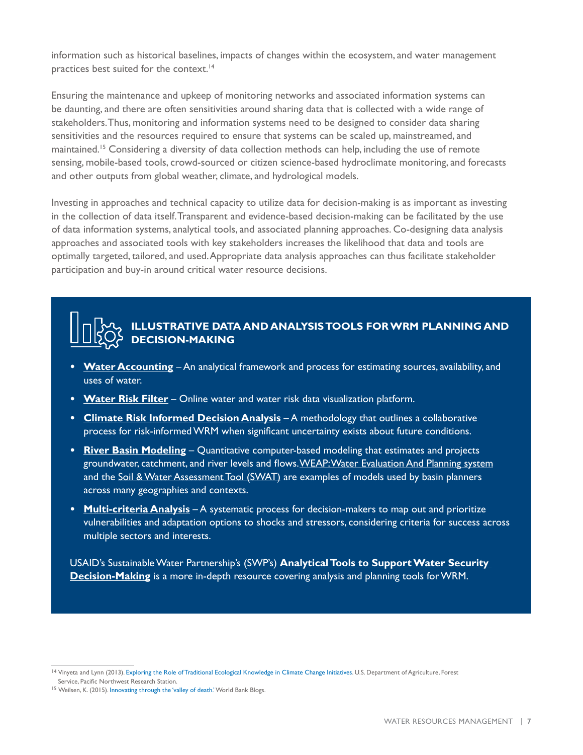information such as historical baselines, impacts of changes within the ecosystem, and water management practices best suited for the context.[14]

Ensuring the maintenance and upkeep of monitoring networks and associated information systems can be daunting, and there are often sensitivities around sharing data that is collected with a wide range of stakeholders. Thus, monitoring and information systems need to be designed to consider data sharing sensitivities and the resources required to ensure that systems can be scaled up, mainstreamed, and maintained.[15] Considering a diversity of data collection methods can help, including the use of remote sensing, mobile-based tools, crowd-sourced or citizen science-based hydroclimate monitoring, and forecasts and other outputs from global weather, climate, and hydrological models.

Investing in approaches and technical capacity to utilize data for decision-making is as important as investing in the collection of data itself. Transparent and evidence-based decision-making can be facilitated by the use of data information systems, analytical tools, and associated planning approaches. Co-designing data analysis approaches and associated tools with key stakeholders increases the likelihood that data and tools are optimally targeted, tailored, and used. Appropriate data analysis approaches can thus facilitate stakeholder participation and buy-in around critical water resource decisions.

### ILLUSTRATIVE DATA AND ANALYSIS TOOLS FOR WRM PLANNING AND DECISION-MAKING

- **Water Accounting** – An analytical framework and process for estimating sources, availability, and uses of water.
- **Water Risk Filter** – Online water and water risk data visualization platform.
- **Climate Risk Informed Decision Analysis** – A methodology that outlines a collaborative process for risk-informed WRM when significant uncertainty exists about future conditions.
- **River Basin Modeling** – Quantitative computer-based modeling that estimates and projects groundwater, catchment, and river levels and flows. WEAP: Water Evaluation And Planning system and the Soil & Water Assessment Tool (SWAT) are examples of models used by basin planners across many geographies and contexts.
- **Multi-criteria Analysis** – A systematic process for decision-makers to map out and prioritize vulnerabilities and adaptation options to shocks and stressors, considering criteria for success across multiple sectors and interests.

USAID's Sustainable Water Partnership's (SWP's) **Analytical Tools to Support Water Security Decision-Making** is a more in-depth resource covering analysis and planning tools for WRM.

---

[14] Vinyeta and Lynn (2013). Exploring the Role of Traditional Ecological Knowledge in Climate Change Initiatives. U.S. Department of Agriculture, Forest Service, Pacific Northwest Research Station.

[15] Weilsen, K. (2015). Innovating through the 'valley of death.' World Bank Blogs.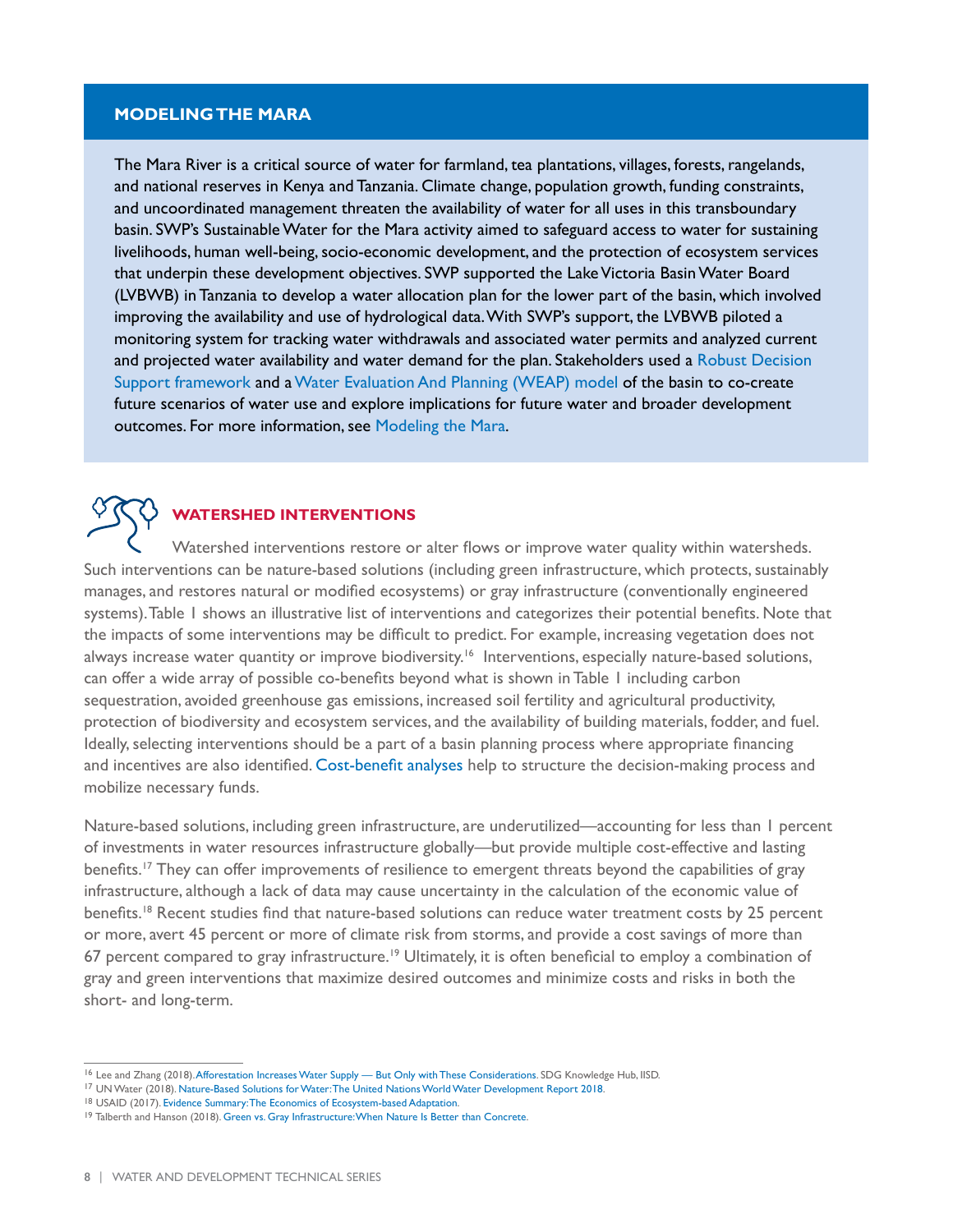## MODELING THE MARA

The Mara River is a critical source of water for farmland, tea plantations, villages, forests, rangelands, and national reserves in Kenya and Tanzania. Climate change, population growth, funding constraints, and uncoordinated management threaten the availability of water for all uses in this transboundary basin. SWP's Sustainable Water for the Mara activity aimed to safeguard access to water for sustaining livelihoods, human well-being, socio-economic development, and the protection of ecosystem services that underpin these development objectives. SWP supported the Lake Victoria Basin Water Board (LVBWB) in Tanzania to develop a water allocation plan for the lower part of the basin, which involved improving the availability and use of hydrological data. With SWP's support, the LVBWB piloted a monitoring system for tracking water withdrawals and associated water permits and analyzed current and projected water availability and water demand for the plan. Stakeholders used a Robust Decision Support framework and a Water Evaluation And Planning (WEAP) model of the basin to co-create future scenarios of water use and explore implications for future water and broader development outcomes. For more information, see Modeling the Mara.

## WATERSHED INTERVENTIONS

Watershed interventions restore or alter flows or improve water quality within watersheds. Such interventions can be nature-based solutions (including green infrastructure, which protects, sustainably manages, and restores natural or modified ecosystems) or gray infrastructure (conventionally engineered systems). Table 1 shows an illustrative list of interventions and categorizes their potential benefits. Note that the impacts of some interventions may be difficult to predict. For example, increasing vegetation does not always increase water quantity or improve biodiversity.[16] Interventions, especially nature-based solutions, can offer a wide array of possible co-benefits beyond what is shown in Table 1 including carbon sequestration, avoided greenhouse gas emissions, increased soil fertility and agricultural productivity, protection of biodiversity and ecosystem services, and the availability of building materials, fodder, and fuel. Ideally, selecting interventions should be a part of a basin planning process where appropriate financing and incentives are also identified. Cost-benefit analyses help to structure the decision-making process and mobilize necessary funds.

Nature-based solutions, including green infrastructure, are underutilized—accounting for less than 1 percent of investments in water resources infrastructure globally—but provide multiple cost-effective and lasting benefits.[17] They can offer improvements of resilience to emergent threats beyond the capabilities of gray infrastructure, although a lack of data may cause uncertainty in the calculation of the economic value of benefits.[18] Recent studies find that nature-based solutions can reduce water treatment costs by 25 percent or more, avert 45 percent or more of climate risk from storms, and provide a cost savings of more than 67 percent compared to gray infrastructure.[19] Ultimately, it is often beneficial to employ a combination of gray and green interventions that maximize desired outcomes and minimize costs and risks in both the short- and long-term.

[16] Lee and Zhang (2018). Afforestation Increases Water Supply — But Only with These Considerations. SDG Knowledge Hub, IISD.

[17] UN Water (2018). Nature-Based Solutions for Water: The United Nations World Water Development Report 2018.

[18] USAID (2017). Evidence Summary: The Economics of Ecosystem-based Adaptation.

[19] Talberth and Hanson (2018). Green vs. Gray Infrastructure: When Nature Is Better than Concrete.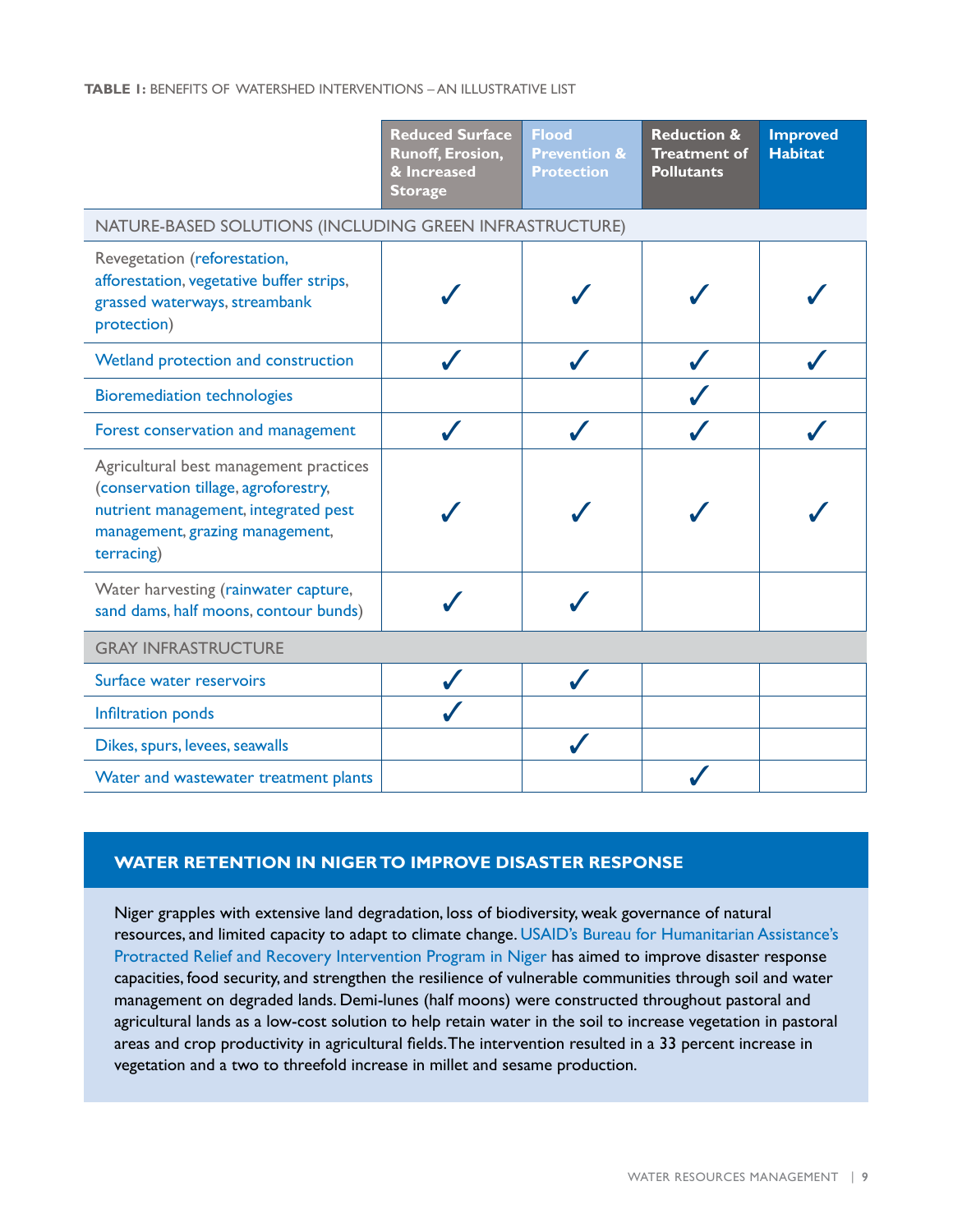**TABLE 1:** BENEFITS OF WATERSHED INTERVENTIONS – AN ILLUSTRATIVE LIST

| | Reduced Surface Runoff, Erosion, & Increased Storage | Flood Prevention & Protection | Reduction & Treatment of Pollutants | Improved Habitat |
|---|---|---|---|---|
| NATURE-BASED SOLUTIONS (INCLUDING GREEN INFRASTRUCTURE) | | | | |
| Revegetation (reforestation, afforestation, vegetative buffer strips, grassed waterways, streambank protection) | ✓ | ✓ | ✓ | ✓ |
| Wetland protection and construction | ✓ | ✓ | ✓ | ✓ |
| Bioremediation technologies | | | ✓ | |
| Forest conservation and management | ✓ | ✓ | ✓ | ✓ |
| Agricultural best management practices (conservation tillage, agroforestry, nutrient management, integrated pest management, grazing management, terracing) | ✓ | ✓ | ✓ | ✓ |
| Water harvesting (rainwater capture, sand dams, half moons, contour bunds) | ✓ | ✓ | | |
| GRAY INFRASTRUCTURE | | | | |
| Surface water reservoirs | ✓ | ✓ | | |
| Infiltration ponds | ✓ | | | |
| Dikes, spurs, levees, seawalls | | ✓ | | |
| Water and wastewater treatment plants | | | ✓ | |

## WATER RETENTION IN NIGER TO IMPROVE DISASTER RESPONSE

Niger grapples with extensive land degradation, loss of biodiversity, weak governance of natural resources, and limited capacity to adapt to climate change. USAID's Bureau for Humanitarian Assistance's Protracted Relief and Recovery Intervention Program in Niger has aimed to improve disaster response capacities, food security, and strengthen the resilience of vulnerable communities through soil and water management on degraded lands. Demi-lunes (half moons) were constructed throughout pastoral and agricultural lands as a low-cost solution to help retain water in the soil to increase vegetation in pastoral areas and crop productivity in agricultural fields. The intervention resulted in a 33 percent increase in vegetation and a two to threefold increase in millet and sesame production.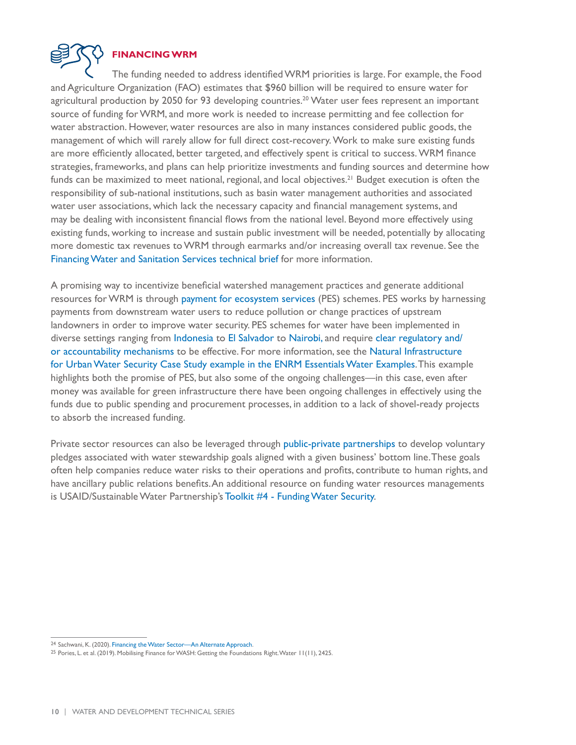## FINANCING WRM

The funding needed to address identified WRM priorities is large. For example, the Food and Agriculture Organization (FAO) estimates that $960 billion will be required to ensure water for agricultural production by 2050 for 93 developing countries.[20] Water user fees represent an important source of funding for WRM, and more work is needed to increase permitting and fee collection for water abstraction. However, water resources are also in many instances considered public goods, the management of which will rarely allow for full direct cost-recovery. Work to make sure existing funds are more efficiently allocated, better targeted, and effectively spent is critical to success. WRM finance strategies, frameworks, and plans can help prioritize investments and funding sources and determine how funds can be maximized to meet national, regional, and local objectives.[21] Budget execution is often the responsibility of sub-national institutions, such as basin water management authorities and associated water user associations, which lack the necessary capacity and financial management systems, and may be dealing with inconsistent financial flows from the national level. Beyond more effectively using existing funds, working to increase and sustain public investment will be needed, potentially by allocating more domestic tax revenues to WRM through earmarks and/or increasing overall tax revenue. See the Financing Water and Sanitation Services technical brief for more information.

A promising way to incentivize beneficial watershed management practices and generate additional resources for WRM is through payment for ecosystem services (PES) schemes. PES works by harnessing payments from downstream water users to reduce pollution or change practices of upstream landowners in order to improve water security. PES schemes for water have been implemented in diverse settings ranging from Indonesia to El Salvador to Nairobi, and require clear regulatory and/or accountability mechanisms to be effective. For more information, see the Natural Infrastructure for Urban Water Security Case Study example in the ENRM Essentials Water Examples. This example highlights both the promise of PES, but also some of the ongoing challenges—in this case, even after money was available for green infrastructure there have been ongoing challenges in effectively using the funds due to public spending and procurement processes, in addition to a lack of shovel-ready projects to absorb the increased funding.

Private sector resources can also be leveraged through public-private partnerships to develop voluntary pledges associated with water stewardship goals aligned with a given business' bottom line. These goals often help companies reduce water risks to their operations and profits, contribute to human rights, and have ancillary public relations benefits. An additional resource on funding water resources managements is USAID/Sustainable Water Partnership's Toolkit #4 - Funding Water Security.

---

[24] Sachwani, K. (2020). Financing the Water Sector—An Alternate Approach.

[25] Pories, L. et al. (2019). Mobilising Finance for WASH: Getting the Foundations Right. Water 11(11), 2425.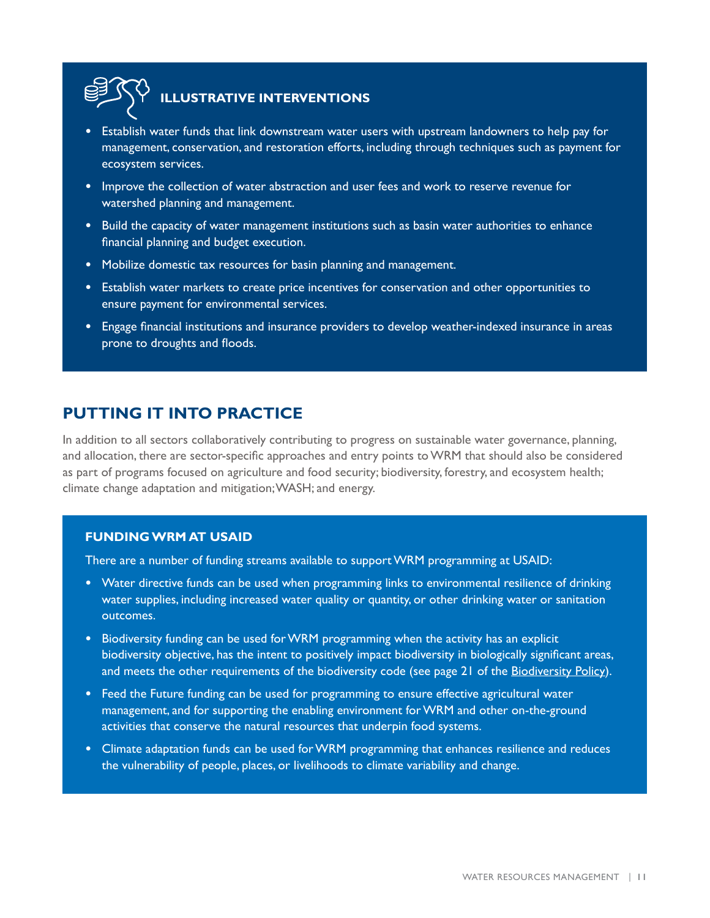### ILLUSTRATIVE INTERVENTIONS

- Establish water funds that link downstream water users with upstream landowners to help pay for management, conservation, and restoration efforts, including through techniques such as payment for ecosystem services.
- Improve the collection of water abstraction and user fees and work to reserve revenue for watershed planning and management.
- Build the capacity of water management institutions such as basin water authorities to enhance financial planning and budget execution.
- Mobilize domestic tax resources for basin planning and management.
- Establish water markets to create price incentives for conservation and other opportunities to ensure payment for environmental services.
- Engage financial institutions and insurance providers to develop weather-indexed insurance in areas prone to droughts and floods.

## PUTTING IT INTO PRACTICE

In addition to all sectors collaboratively contributing to progress on sustainable water governance, planning, and allocation, there are sector-specific approaches and entry points to WRM that should also be considered as part of programs focused on agriculture and food security; biodiversity, forestry, and ecosystem health; climate change adaptation and mitigation; WASH; and energy.

### FUNDING WRM AT USAID

There are a number of funding streams available to support WRM programming at USAID:

- Water directive funds can be used when programming links to environmental resilience of drinking water supplies, including increased water quality or quantity, or other drinking water or sanitation outcomes.
- Biodiversity funding can be used for WRM programming when the activity has an explicit biodiversity objective, has the intent to positively impact biodiversity in biologically significant areas, and meets the other requirements of the biodiversity code (see page 21 of the Biodiversity Policy).
- Feed the Future funding can be used for programming to ensure effective agricultural water management, and for supporting the enabling environment for WRM and other on-the-ground activities that conserve the natural resources that underpin food systems.
- Climate adaptation funds can be used for WRM programming that enhances resilience and reduces the vulnerability of people, places, or livelihoods to climate variability and change.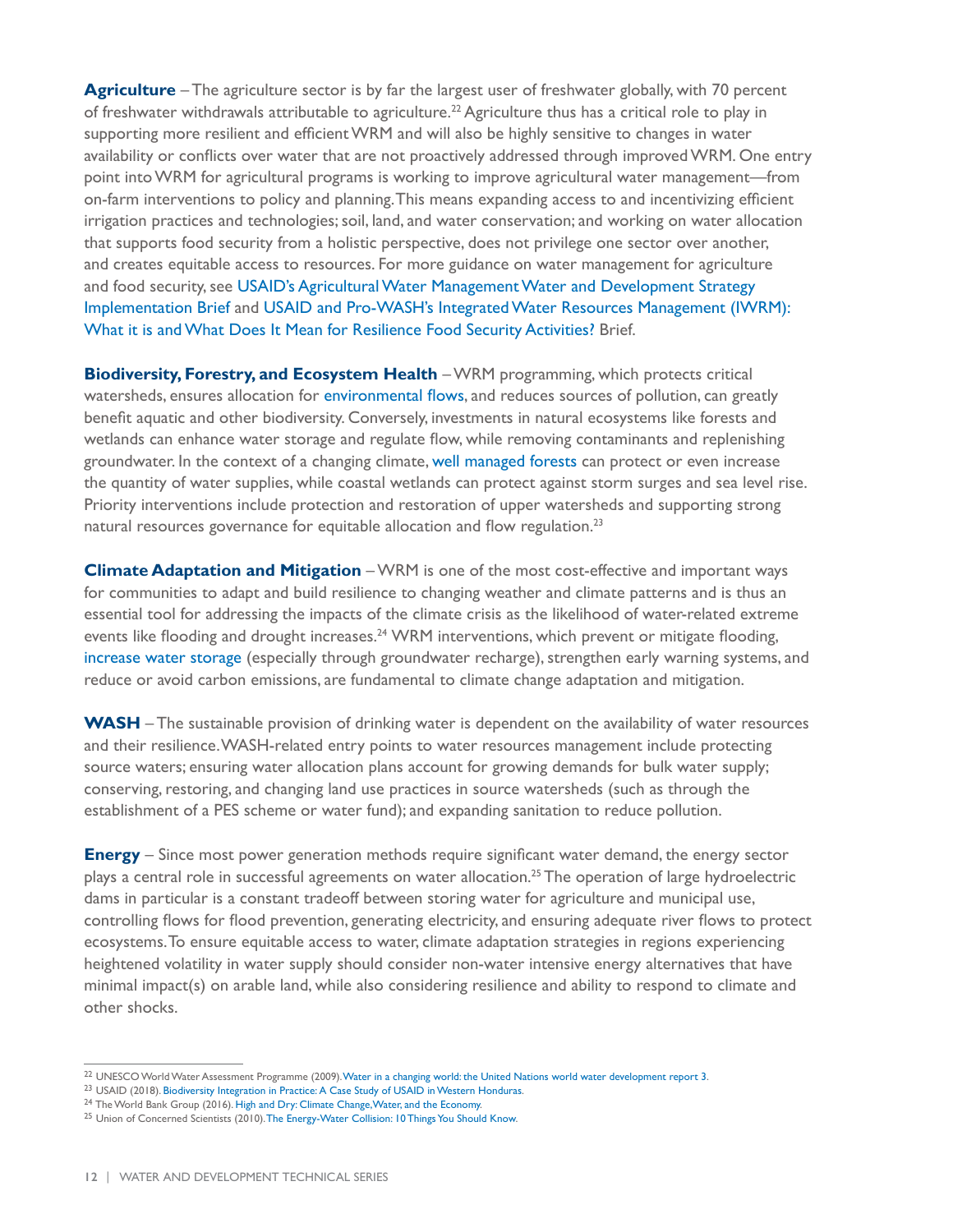**Agriculture** – The agriculture sector is by far the largest user of freshwater globally, with 70 percent of freshwater withdrawals attributable to agriculture.[22] Agriculture thus has a critical role to play in supporting more resilient and efficient WRM and will also be highly sensitive to changes in water availability or conflicts over water that are not proactively addressed through improved WRM. One entry point into WRM for agricultural programs is working to improve agricultural water management—from on-farm interventions to policy and planning. This means expanding access to and incentivizing efficient irrigation practices and technologies; soil, land, and water conservation; and working on water allocation that supports food security from a holistic perspective, does not privilege one sector over another, and creates equitable access to resources. For more guidance on water management for agriculture and food security, see USAID's Agricultural Water Management Water and Development Strategy Implementation Brief and USAID and Pro-WASH's Integrated Water Resources Management (IWRM): What it is and What Does It Mean for Resilience Food Security Activities? Brief.

**Biodiversity, Forestry, and Ecosystem Health** – WRM programming, which protects critical watersheds, ensures allocation for environmental flows, and reduces sources of pollution, can greatly benefit aquatic and other biodiversity. Conversely, investments in natural ecosystems like forests and wetlands can enhance water storage and regulate flow, while removing contaminants and replenishing groundwater. In the context of a changing climate, well managed forests can protect or even increase the quantity of water supplies, while coastal wetlands can protect against storm surges and sea level rise. Priority interventions include protection and restoration of upper watersheds and supporting strong natural resources governance for equitable allocation and flow regulation.[23]

**Climate Adaptation and Mitigation** – WRM is one of the most cost-effective and important ways for communities to adapt and build resilience to changing weather and climate patterns and is thus an essential tool for addressing the impacts of the climate crisis as the likelihood of water-related extreme events like flooding and drought increases.[24] WRM interventions, which prevent or mitigate flooding, increase water storage (especially through groundwater recharge), strengthen early warning systems, and reduce or avoid carbon emissions, are fundamental to climate change adaptation and mitigation.

**WASH** – The sustainable provision of drinking water is dependent on the availability of water resources and their resilience. WASH-related entry points to water resources management include protecting source waters; ensuring water allocation plans account for growing demands for bulk water supply; conserving, restoring, and changing land use practices in source watersheds (such as through the establishment of a PES scheme or water fund); and expanding sanitation to reduce pollution.

**Energy** – Since most power generation methods require significant water demand, the energy sector plays a central role in successful agreements on water allocation.[25] The operation of large hydroelectric dams in particular is a constant tradeoff between storing water for agriculture and municipal use, controlling flows for flood prevention, generating electricity, and ensuring adequate river flows to protect ecosystems. To ensure equitable access to water, climate adaptation strategies in regions experiencing heightened volatility in water supply should consider non-water intensive energy alternatives that have minimal impact(s) on arable land, while also considering resilience and ability to respond to climate and other shocks.

---

[22] UNESCO World Water Assessment Programme (2009). Water in a changing world: the United Nations world water development report 3.

[23] USAID (2018). Biodiversity Integration in Practice: A Case Study of USAID in Western Honduras.

[24] The World Bank Group (2016). High and Dry: Climate Change, Water, and the Economy.

[25] Union of Concerned Scientists (2010). The Energy-Water Collision: 10 Things You Should Know.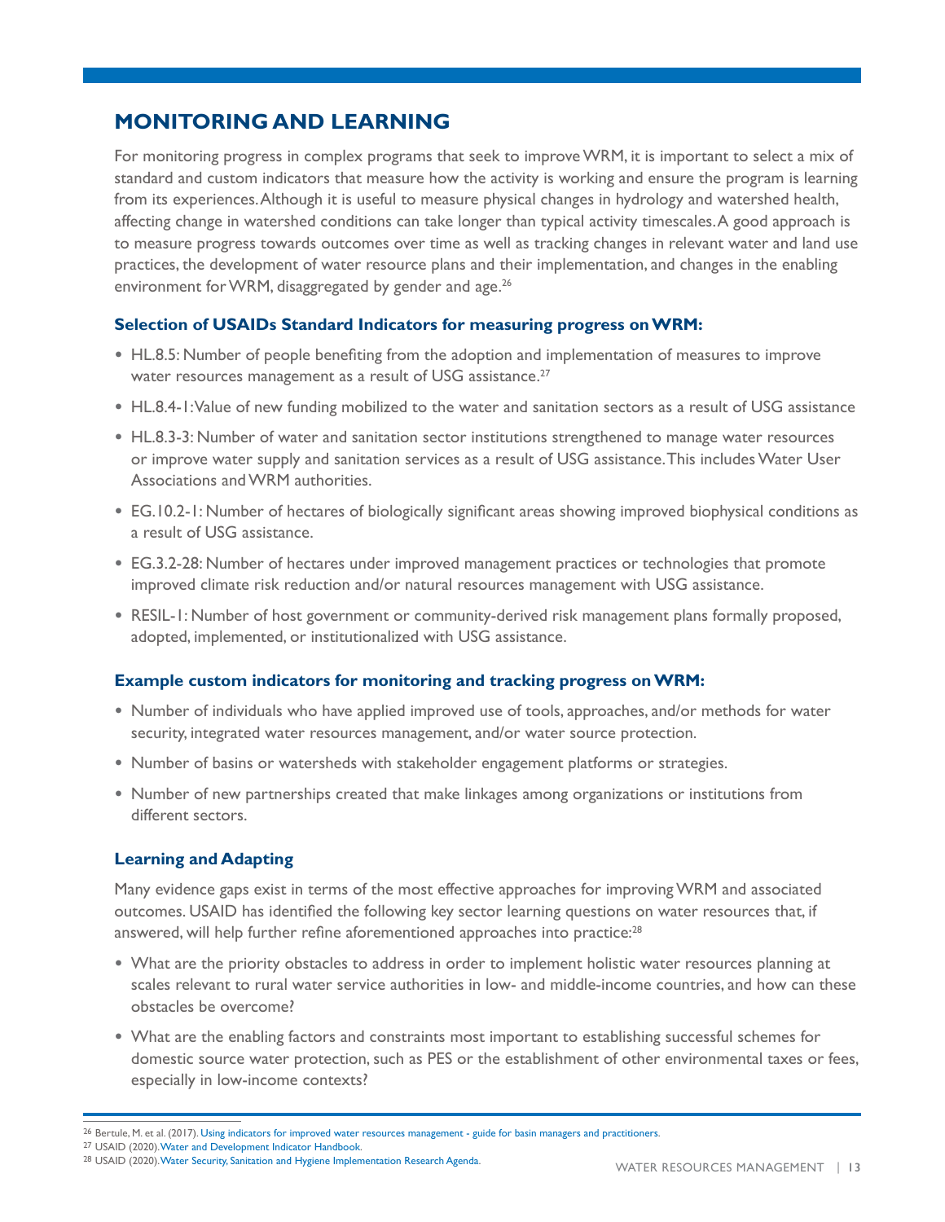## MONITORING AND LEARNING

For monitoring progress in complex programs that seek to improve WRM, it is important to select a mix of standard and custom indicators that measure how the activity is working and ensure the program is learning from its experiences. Although it is useful to measure physical changes in hydrology and watershed health, affecting change in watershed conditions can take longer than typical activity timescales. A good approach is to measure progress towards outcomes over time as well as tracking changes in relevant water and land use practices, the development of water resource plans and their implementation, and changes in the enabling environment for WRM, disaggregated by gender and age.[26]

### Selection of USAIDs Standard Indicators for measuring progress on WRM:

- HL.8.5: Number of people benefiting from the adoption and implementation of measures to improve water resources management as a result of USG assistance.[27]
- HL.8.4-1: Value of new funding mobilized to the water and sanitation sectors as a result of USG assistance
- HL.8.3-3: Number of water and sanitation sector institutions strengthened to manage water resources or improve water supply and sanitation services as a result of USG assistance. This includes Water User Associations and WRM authorities.
- EG.10.2-1: Number of hectares of biologically significant areas showing improved biophysical conditions as a result of USG assistance.
- EG.3.2-28: Number of hectares under improved management practices or technologies that promote improved climate risk reduction and/or natural resources management with USG assistance.
- RESIL-1: Number of host government or community-derived risk management plans formally proposed, adopted, implemented, or institutionalized with USG assistance.

### Example custom indicators for monitoring and tracking progress on WRM:

- Number of individuals who have applied improved use of tools, approaches, and/or methods for water security, integrated water resources management, and/or water source protection.
- Number of basins or watersheds with stakeholder engagement platforms or strategies.
- Number of new partnerships created that make linkages among organizations or institutions from different sectors.

### Learning and Adapting

Many evidence gaps exist in terms of the most effective approaches for improving WRM and associated outcomes. USAID has identified the following key sector learning questions on water resources that, if answered, will help further refine aforementioned approaches into practice:[28]

- What are the priority obstacles to address in order to implement holistic water resources planning at scales relevant to rural water service authorities in low- and middle-income countries, and how can these obstacles be overcome?
- What are the enabling factors and constraints most important to establishing successful schemes for domestic source water protection, such as PES or the establishment of other environmental taxes or fees, especially in low-income contexts?

---

[26] Bertule, M. et al. (2017). Using indicators for improved water resources management - guide for basin managers and practitioners.

[27] USAID (2020). Water and Development Indicator Handbook.

[28] USAID (2020). Water Security, Sanitation and Hygiene Implementation Research Agenda.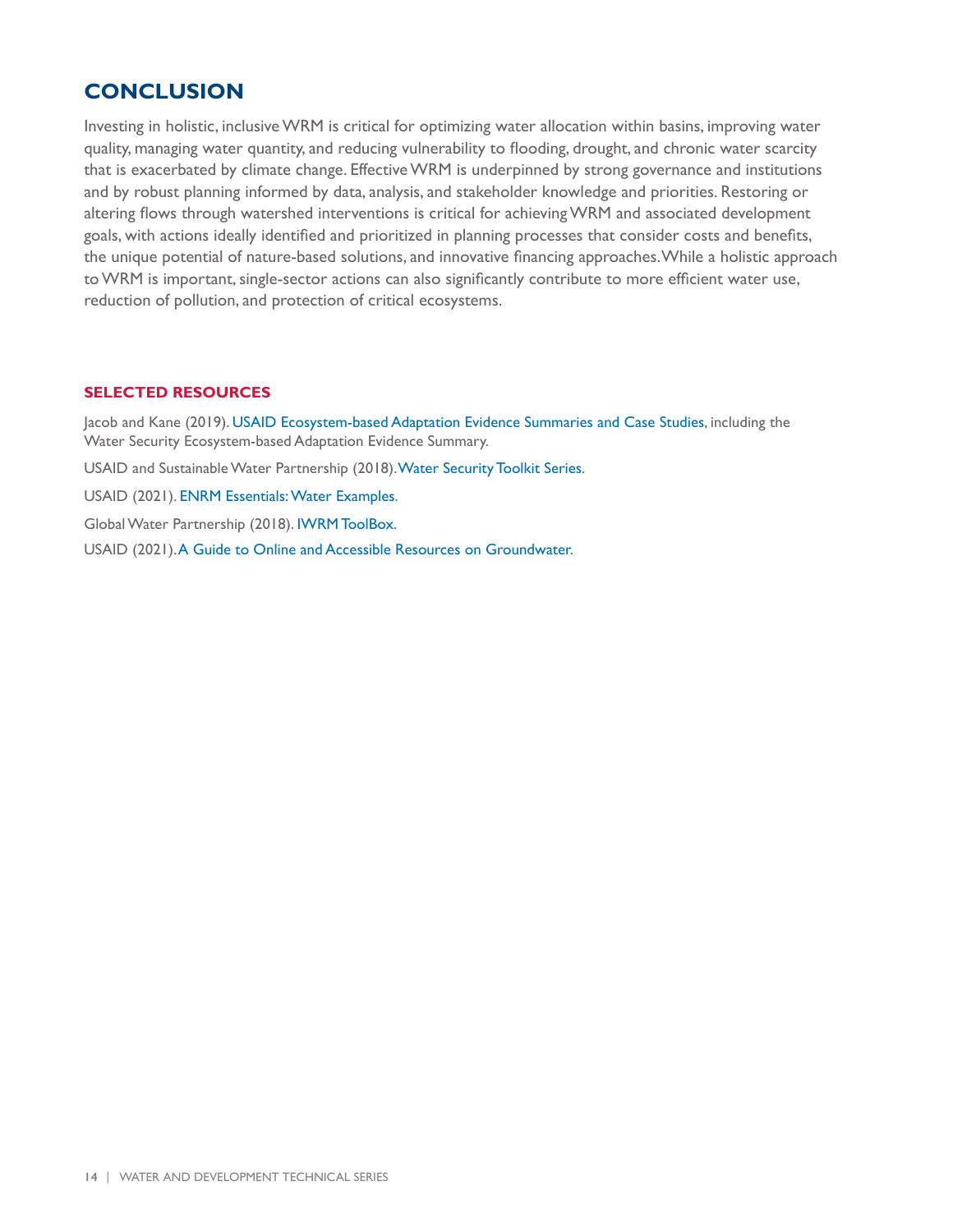# CONCLUSION

Investing in holistic, inclusive WRM is critical for optimizing water allocation within basins, improving water quality, managing water quantity, and reducing vulnerability to flooding, drought, and chronic water scarcity that is exacerbated by climate change. Effective WRM is underpinned by strong governance and institutions and by robust planning informed by data, analysis, and stakeholder knowledge and priorities. Restoring or altering flows through watershed interventions is critical for achieving WRM and associated development goals, with actions ideally identified and prioritized in planning processes that consider costs and benefits, the unique potential of nature-based solutions, and innovative financing approaches. While a holistic approach to WRM is important, single-sector actions can also significantly contribute to more efficient water use, reduction of pollution, and protection of critical ecosystems.

## SELECTED RESOURCES

Jacob and Kane (2019). USAID Ecosystem-based Adaptation Evidence Summaries and Case Studies, including the Water Security Ecosystem-based Adaptation Evidence Summary.

USAID and Sustainable Water Partnership (2018). Water Security Toolkit Series.

USAID (2021). ENRM Essentials: Water Examples.

Global Water Partnership (2018). IWRM ToolBox.

USAID (2021). A Guide to Online and Accessible Resources on Groundwater.